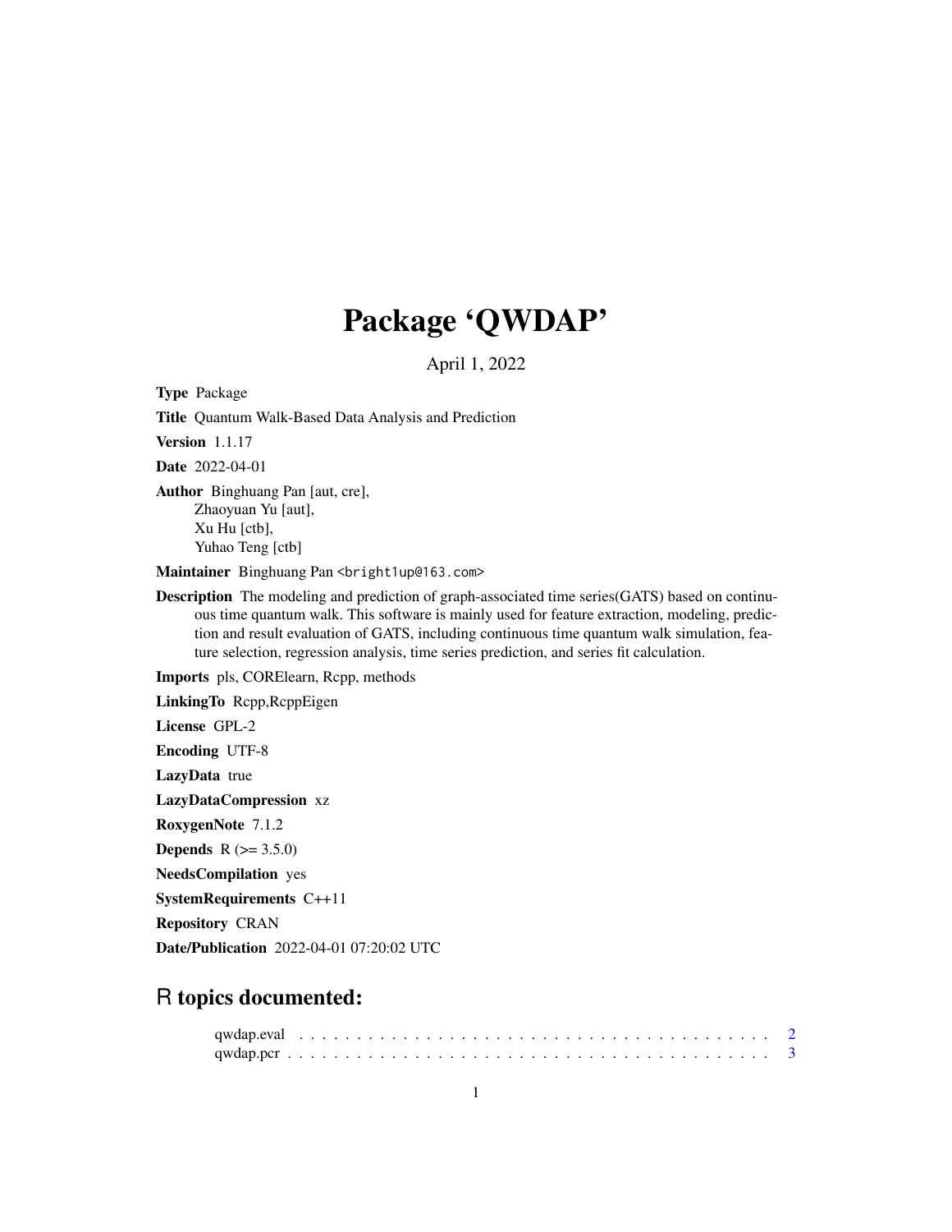# Package 'QWDAP'

April 1, 2022

**Type** Package

**Title** Quantum Walk-Based Data Analysis and Prediction

**Version** 1.1.17

**Date** 2022-04-01

**Author** Binghuang Pan [aut, cre],
Zhaoyuan Yu [aut],
Xu Hu [ctb],
Yuhao Teng [ctb]

**Maintainer** Binghuang Pan <bright1up@163.com>

**Description** The modeling and prediction of graph-associated time series(GATS) based on continuous time quantum walk. This software is mainly used for feature extraction, modeling, prediction and result evaluation of GATS, including continuous time quantum walk simulation, feature selection, regression analysis, time series prediction, and series fit calculation.

**Imports** pls, CORElearn, Rcpp, methods

**LinkingTo** Rcpp,RcppEigen

**License** GPL-2

**Encoding** UTF-8

**LazyData** true

**LazyDataCompression** xz

**RoxygenNote** 7.1.2

**Depends** R (>= 3.5.0)

**NeedsCompilation** yes

**SystemRequirements** C++11

**Repository** CRAN

**Date/Publication** 2022-04-01 07:20:02 UTC

## R topics documented:

qwdap.eval . . . . . . . . . . . . . . . . . . . . . . . . . . . . . . . . . . . . . . . . 2
qwdap.pcr . . . . . . . . . . . . . . . . . . . . . . . . . . . . . . . . . . . . . . . . 3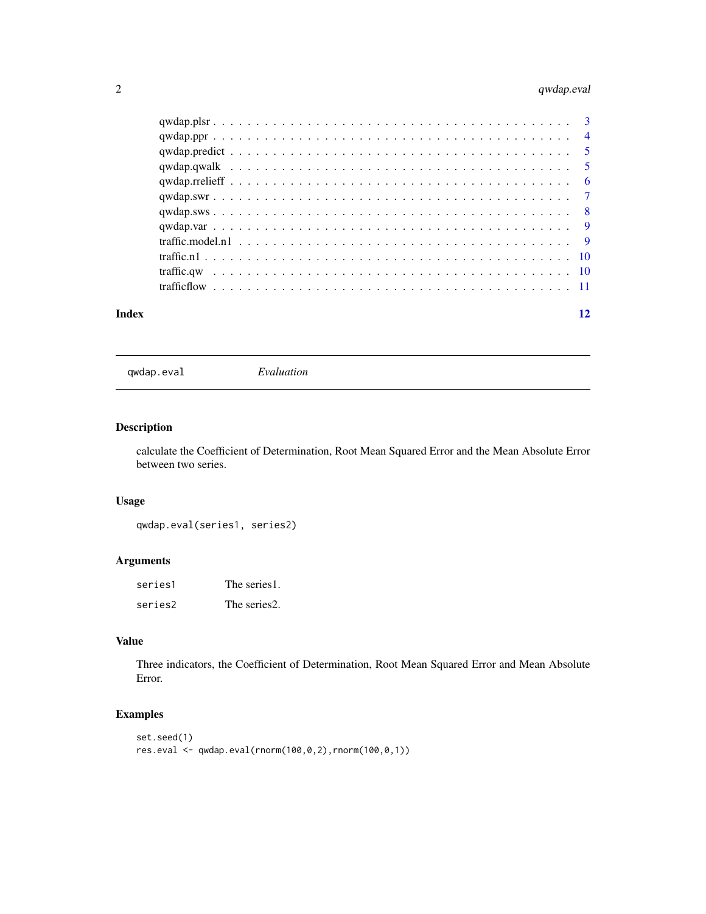qwdap.plsr . . . . . . . . . . . . . . . . . . . . . . . . . . . . . . . . . . . . . . . . 3
qwdap.ppr . . . . . . . . . . . . . . . . . . . . . . . . . . . . . . . . . . . . . . . . 4
qwdap.predict . . . . . . . . . . . . . . . . . . . . . . . . . . . . . . . . . . . . . . 5
qwdap.qwalk . . . . . . . . . . . . . . . . . . . . . . . . . . . . . . . . . . . . . . . 5
qwdap.rrelieff . . . . . . . . . . . . . . . . . . . . . . . . . . . . . . . . . . . . . . 6
qwdap.swr . . . . . . . . . . . . . . . . . . . . . . . . . . . . . . . . . . . . . . . . 7
qwdap.sws . . . . . . . . . . . . . . . . . . . . . . . . . . . . . . . . . . . . . . . . 8
qwdap.var . . . . . . . . . . . . . . . . . . . . . . . . . . . . . . . . . . . . . . . . 9
traffic.model.n1 . . . . . . . . . . . . . . . . . . . . . . . . . . . . . . . . . . . . . 9
traffic.n1 . . . . . . . . . . . . . . . . . . . . . . . . . . . . . . . . . . . . . . . . . 10
traffic.qw . . . . . . . . . . . . . . . . . . . . . . . . . . . . . . . . . . . . . . . . 10
trafficflow . . . . . . . . . . . . . . . . . . . . . . . . . . . . . . . . . . . . . . . . 11

**Index** 12

---

`qwdap.eval` *Evaluation*

---

## Description

calculate the Coefficient of Determination, Root Mean Squared Error and the Mean Absolute Error between two series.

## Usage

```
qwdap.eval(series1, series2)
```

## Arguments

| | |
|---|---|
| `series1` | The series1. |
| `series2` | The series2. |

## Value

Three indicators, the Coefficient of Determination, Root Mean Squared Error and Mean Absolute Error.

## Examples

```
set.seed(1)
res.eval <- qwdap.eval(rnorm(100,0,2),rnorm(100,0,1))
```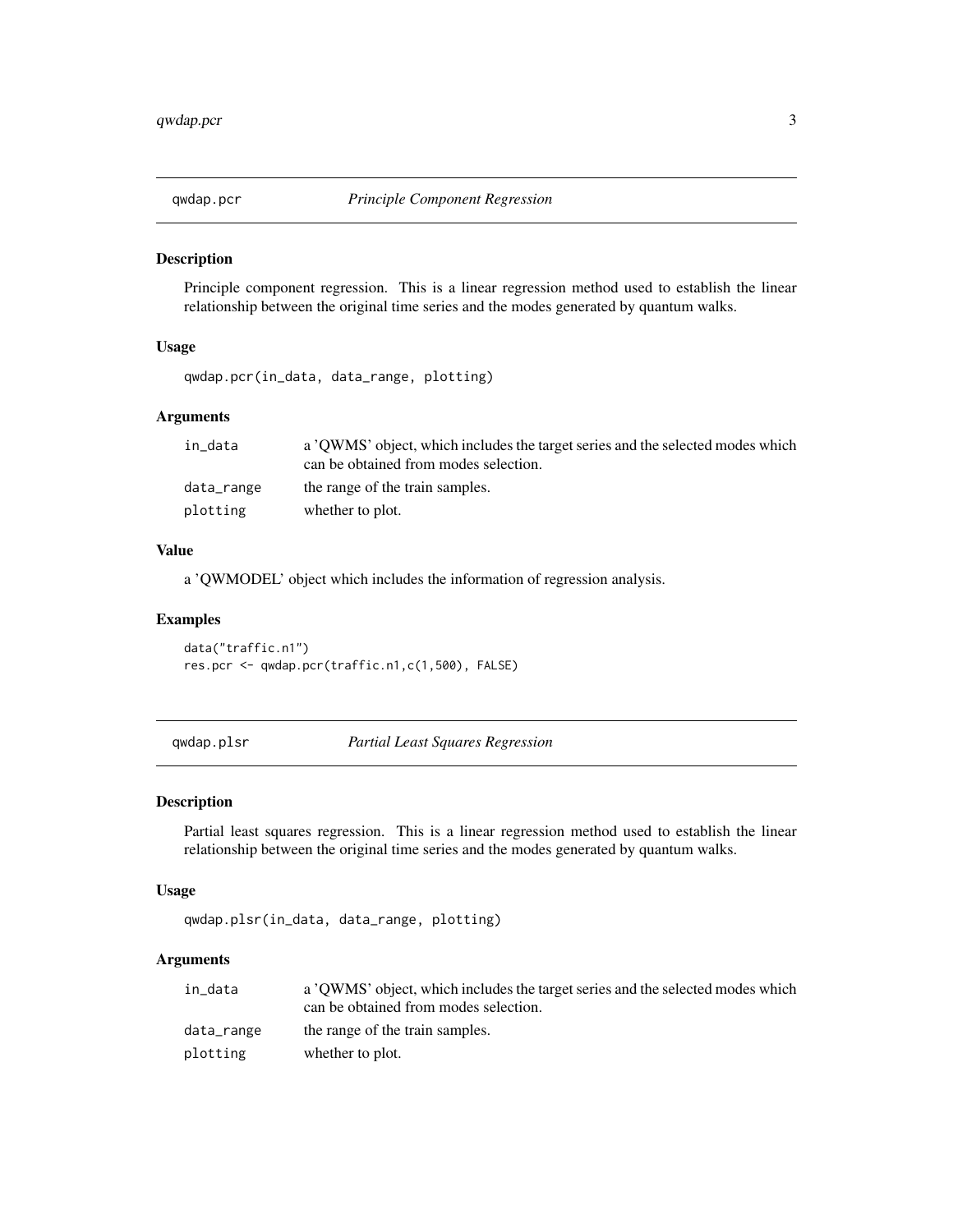## qwdap.pcr — *Principle Component Regression*

### Description

Principle component regression. This is a linear regression method used to establish the linear relationship between the original time series and the modes generated by quantum walks.

### Usage

```
qwdap.pcr(in_data, data_range, plotting)
```

### Arguments

| | |
|---|---|
| `in_data` | a 'QWMS' object, which includes the target series and the selected modes which can be obtained from modes selection. |
| `data_range` | the range of the train samples. |
| `plotting` | whether to plot. |

### Value

a 'QWMODEL' object which includes the information of regression analysis.

### Examples

```
data("traffic.n1")
res.pcr <- qwdap.pcr(traffic.n1,c(1,500), FALSE)
```

## qwdap.plsr — *Partial Least Squares Regression*

### Description

Partial least squares regression. This is a linear regression method used to establish the linear relationship between the original time series and the modes generated by quantum walks.

### Usage

```
qwdap.plsr(in_data, data_range, plotting)
```

### Arguments

| | |
|---|---|
| `in_data` | a 'QWMS' object, which includes the target series and the selected modes which can be obtained from modes selection. |
| `data_range` | the range of the train samples. |
| `plotting` | whether to plot. |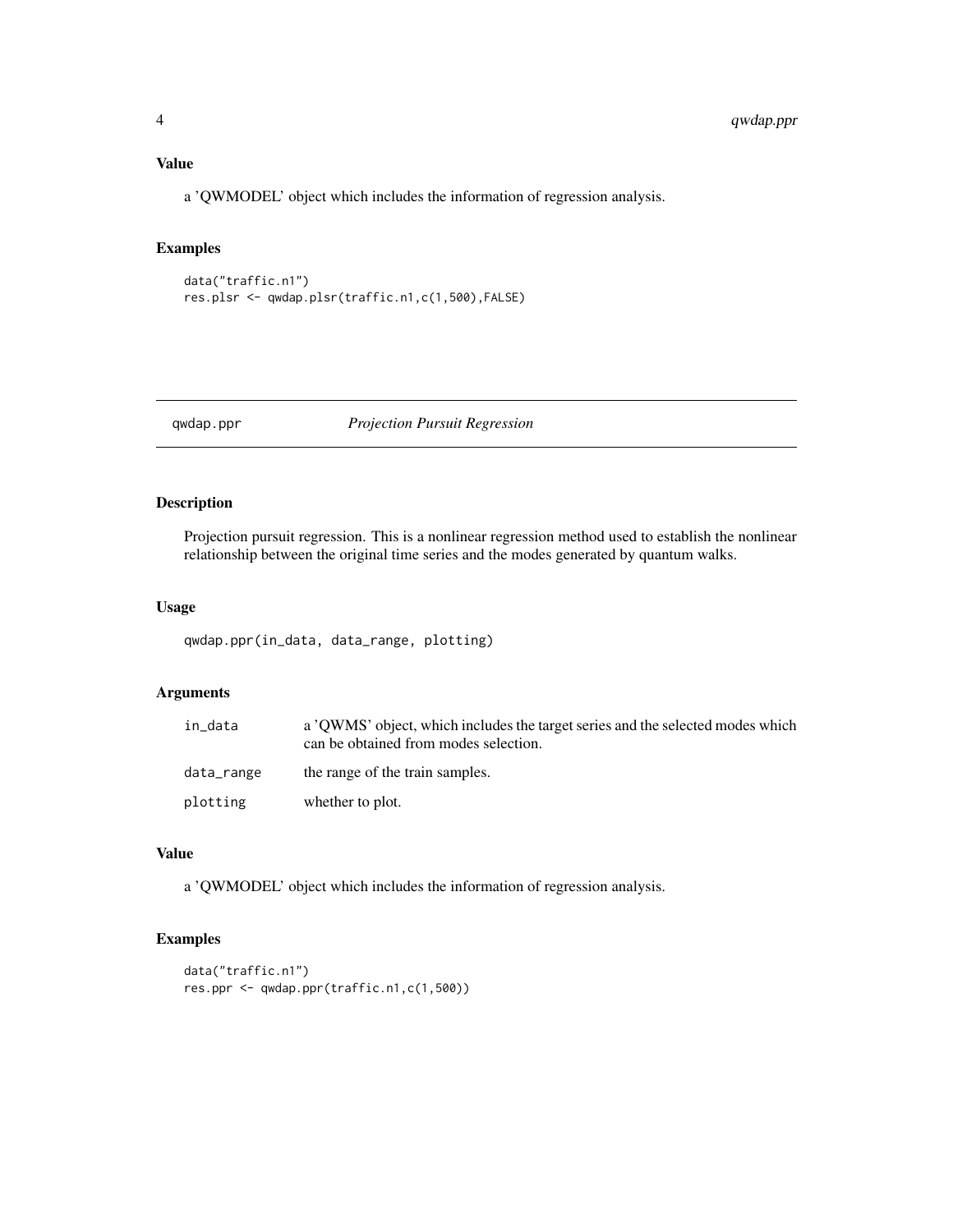### Value

a 'QWMODEL' object which includes the information of regression analysis.

### Examples

```
data("traffic.n1")
res.plsr <- qwdap.plsr(traffic.n1,c(1,500),FALSE)
```

---

## qwdap.ppr *Projection Pursuit Regression*

### Description

Projection pursuit regression. This is a nonlinear regression method used to establish the nonlinear relationship between the original time series and the modes generated by quantum walks.

### Usage

```
qwdap.ppr(in_data, data_range, plotting)
```

### Arguments

| | |
|---|---|
| in_data | a 'QWMS' object, which includes the target series and the selected modes which can be obtained from modes selection. |
| data_range | the range of the train samples. |
| plotting | whether to plot. |

### Value

a 'QWMODEL' object which includes the information of regression analysis.

### Examples

```
data("traffic.n1")
res.ppr <- qwdap.ppr(traffic.n1,c(1,500))
```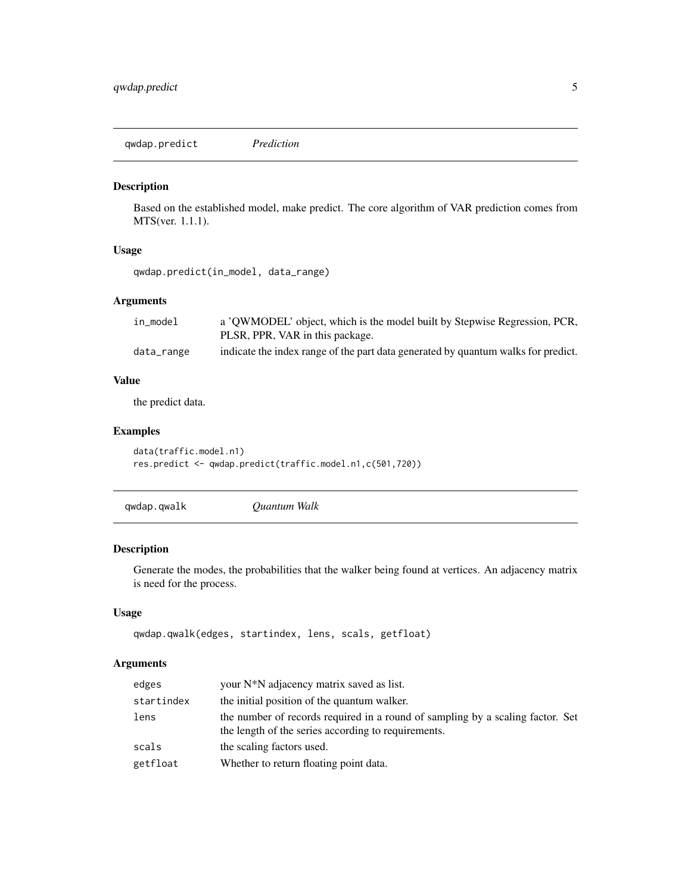## qwdap.predict — *Prediction*

### Description

Based on the established model, make predict. The core algorithm of VAR prediction comes from MTS(ver. 1.1.1).

### Usage

```
qwdap.predict(in_model, data_range)
```

### Arguments

| | |
|---|---|
| in_model | a 'QWMODEL' object, which is the model built by Stepwise Regression, PCR, PLSR, PPR, VAR in this package. |
| data_range | indicate the index range of the part data generated by quantum walks for predict. |

### Value

the predict data.

### Examples

```
data(traffic.model.n1)
res.predict <- qwdap.predict(traffic.model.n1,c(501,720))
```

## qwdap.qwalk — *Quantum Walk*

### Description

Generate the modes, the probabilities that the walker being found at vertices. An adjacency matrix is need for the process.

### Usage

```
qwdap.qwalk(edges, startindex, lens, scals, getfloat)
```

### Arguments

| | |
|---|---|
| edges | your N*N adjacency matrix saved as list. |
| startindex | the initial position of the quantum walker. |
| lens | the number of records required in a round of sampling by a scaling factor. Set the length of the series according to requirements. |
| scals | the scaling factors used. |
| getfloat | Whether to return floating point data. |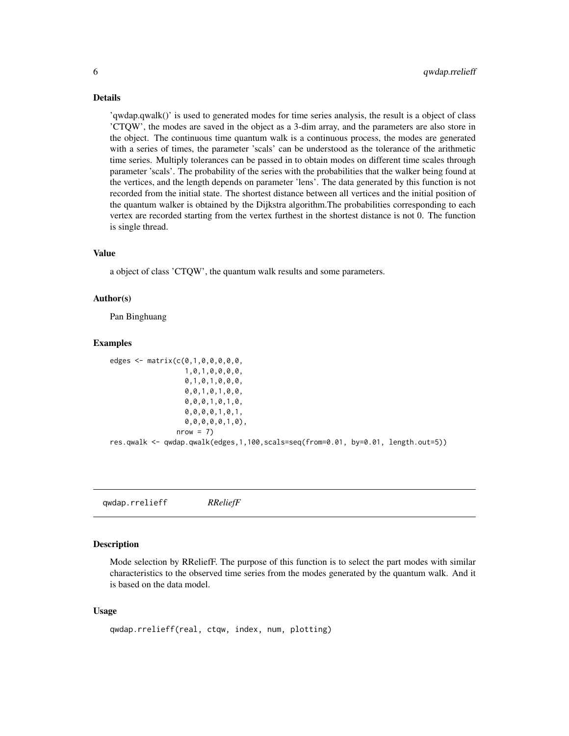### Details

'qwdap.qwalk()' is used to generated modes for time series analysis, the result is a object of class 'CTQW', the modes are saved in the object as a 3-dim array, and the parameters are also store in the object. The continuous time quantum walk is a continuous process, the modes are generated with a series of times, the parameter 'scals' can be understood as the tolerance of the arithmetic time series. Multiply tolerances can be passed in to obtain modes on different time scales through parameter 'scals'. The probability of the series with the probabilities that the walker being found at the vertices, and the length depends on parameter 'lens'. The data generated by this function is not recorded from the initial state. The shortest distance between all vertices and the initial position of the quantum walker is obtained by the Dijkstra algorithm.The probabilities corresponding to each vertex are recorded starting from the vertex furthest in the shortest distance is not 0. The function is single thread.

### Value

a object of class 'CTQW', the quantum walk results and some parameters.

### Author(s)

Pan Binghuang

### Examples

```
edges <- matrix(c(0,1,0,0,0,0,0,
                  1,0,1,0,0,0,0,
                  0,1,0,1,0,0,0,
                  0,0,1,0,1,0,0,
                  0,0,0,1,0,1,0,
                  0,0,0,0,1,0,1,
                  0,0,0,0,0,1,0),
                nrow = 7)
res.qwalk <- qwdap.qwalk(edges,1,100,scals=seq(from=0.01, by=0.01, length.out=5))
```

---

## qwdap.rrelieff — *RReliefF*

### Description

Mode selection by RReliefF. The purpose of this function is to select the part modes with similar characteristics to the observed time series from the modes generated by the quantum walk. And it is based on the data model.

### Usage

```
qwdap.rrelieff(real, ctqw, index, num, plotting)
```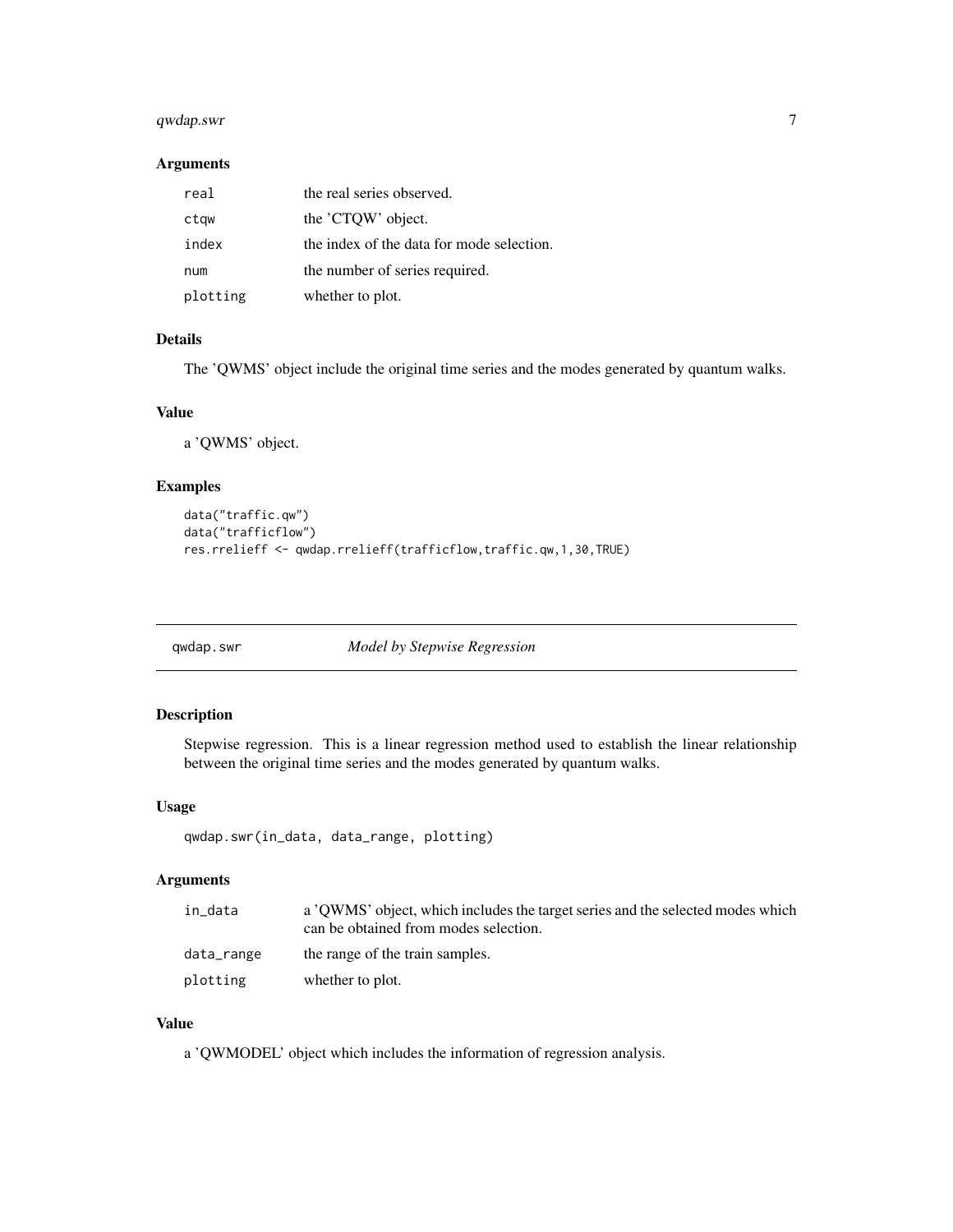### Arguments

| | |
|---|---|
| real | the real series observed. |
| ctqw | the 'CTQW' object. |
| index | the index of the data for mode selection. |
| num | the number of series required. |
| plotting | whether to plot. |

### Details

The 'QWMS' object include the original time series and the modes generated by quantum walks.

### Value

a 'QWMS' object.

### Examples

```
data("traffic.qw")
data("trafficflow")
res.rrelieff <- qwdap.rrelieff(trafficflow,traffic.qw,1,30,TRUE)
```

---

## qwdap.swr — *Model by Stepwise Regression*

---

### Description

Stepwise regression. This is a linear regression method used to establish the linear relationship between the original time series and the modes generated by quantum walks.

### Usage

```
qwdap.swr(in_data, data_range, plotting)
```

### Arguments

| | |
|---|---|
| in_data | a 'QWMS' object, which includes the target series and the selected modes which can be obtained from modes selection. |
| data_range | the range of the train samples. |
| plotting | whether to plot. |

### Value

a 'QWMODEL' object which includes the information of regression analysis.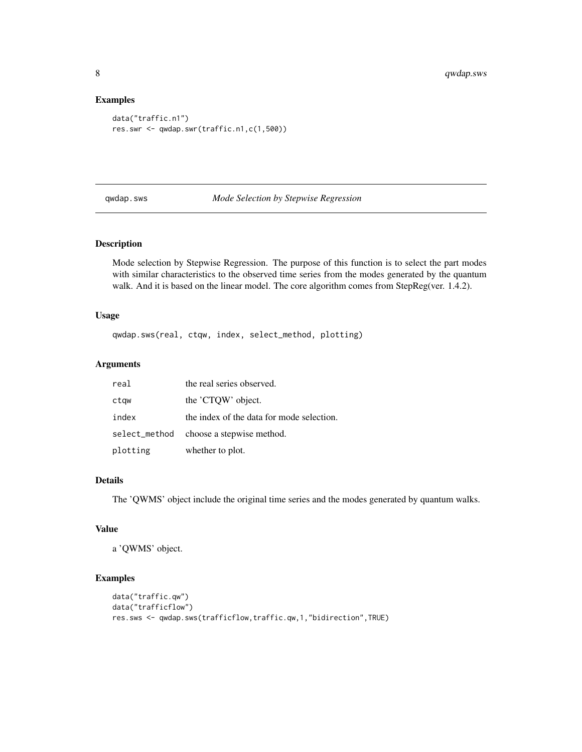### Examples

```
data("traffic.n1")
res.swr <- qwdap.swr(traffic.n1,c(1,500))
```

---

## qwdap.sws *Mode Selection by Stepwise Regression*

### Description

Mode selection by Stepwise Regression. The purpose of this function is to select the part modes with similar characteristics to the observed time series from the modes generated by the quantum walk. And it is based on the linear model. The core algorithm comes from StepReg(ver. 1.4.2).

### Usage

```
qwdap.sws(real, ctqw, index, select_method, plotting)
```

### Arguments

| | |
|---|---|
| real | the real series observed. |
| ctqw | the 'CTQW' object. |
| index | the index of the data for mode selection. |
| select_method | choose a stepwise method. |
| plotting | whether to plot. |

### Details

The 'QWMS' object include the original time series and the modes generated by quantum walks.

### Value

a 'QWMS' object.

### Examples

```
data("traffic.qw")
data("trafficflow")
res.sws <- qwdap.sws(trafficflow,traffic.qw,1,"bidirection",TRUE)
```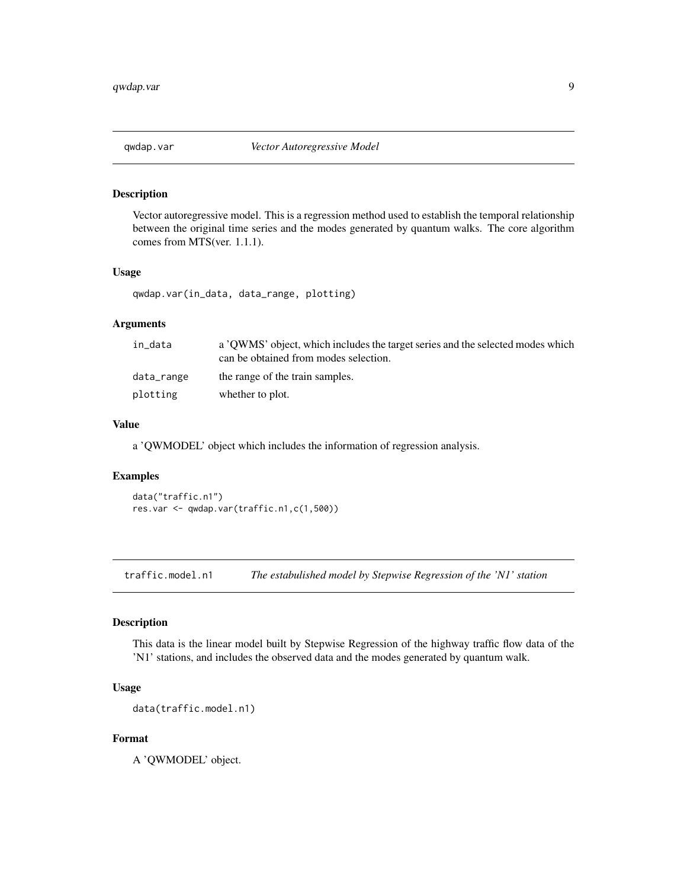## qwdap.var — *Vector Autoregressive Model*

### Description

Vector autoregressive model. This is a regression method used to establish the temporal relationship between the original time series and the modes generated by quantum walks. The core algorithm comes from MTS(ver. 1.1.1).

### Usage

```
qwdap.var(in_data, data_range, plotting)
```

### Arguments

| | |
|---|---|
| in_data | a 'QWMS' object, which includes the target series and the selected modes which can be obtained from modes selection. |
| data_range | the range of the train samples. |
| plotting | whether to plot. |

### Value

a 'QWMODEL' object which includes the information of regression analysis.

### Examples

```
data("traffic.n1")
res.var <- qwdap.var(traffic.n1,c(1,500))
```

## traffic.model.n1 — *The estabulished model by Stepwise Regression of the 'N1' station*

### Description

This data is the linear model built by Stepwise Regression of the highway traffic flow data of the 'N1' stations, and includes the observed data and the modes generated by quantum walk.

### Usage

```
data(traffic.model.n1)
```

### Format

A 'QWMODEL' object.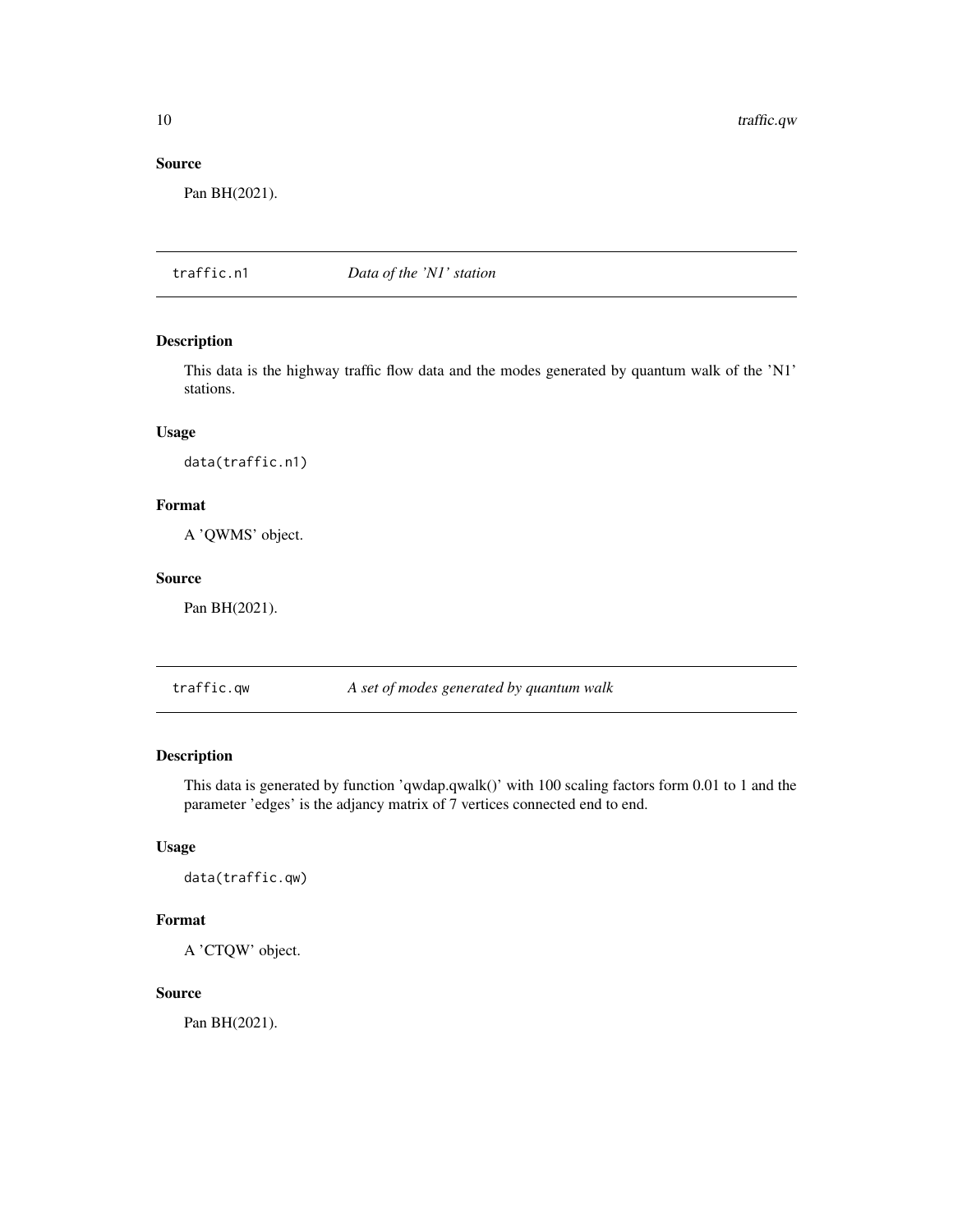### Source

Pan BH(2021).

---

## traffic.n1 *Data of the 'N1' station*

### Description

This data is the highway traffic flow data and the modes generated by quantum walk of the 'N1' stations.

### Usage

```
data(traffic.n1)
```

### Format

A 'QWMS' object.

### Source

Pan BH(2021).

---

## traffic.qw *A set of modes generated by quantum walk*

### Description

This data is generated by function 'qwdap.qwalk()' with 100 scaling factors form 0.01 to 1 and the parameter 'edges' is the adjancy matrix of 7 vertices connected end to end.

### Usage

```
data(traffic.qw)
```

### Format

A 'CTQW' object.

### Source

Pan BH(2021).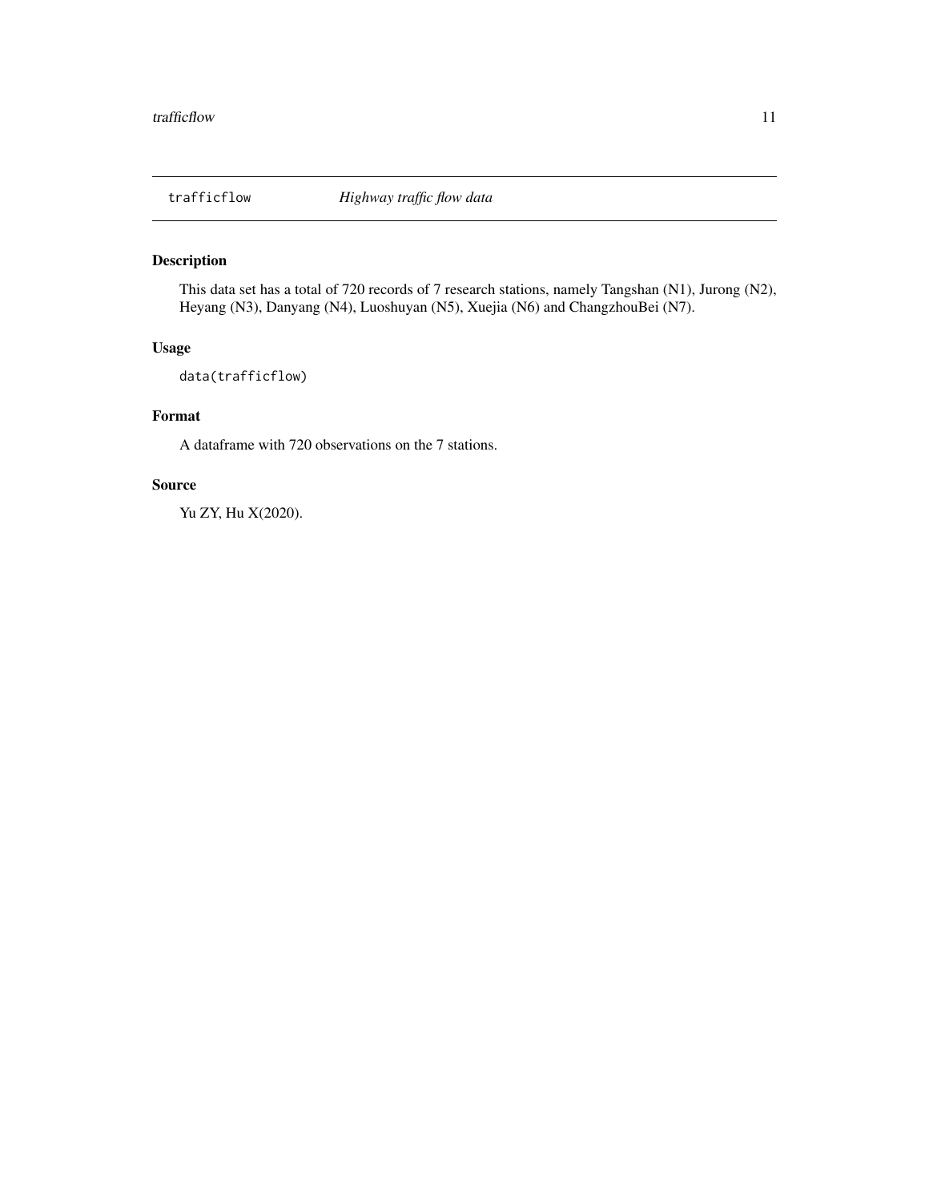## trafficflow — *Highway traffic flow data*

### Description

This data set has a total of 720 records of 7 research stations, namely Tangshan (N1), Jurong (N2), Heyang (N3), Danyang (N4), Luoshuyan (N5), Xuejia (N6) and ChangzhouBei (N7).

### Usage

```
data(trafficflow)
```

### Format

A dataframe with 720 observations on the 7 stations.

### Source

Yu ZY, Hu X(2020).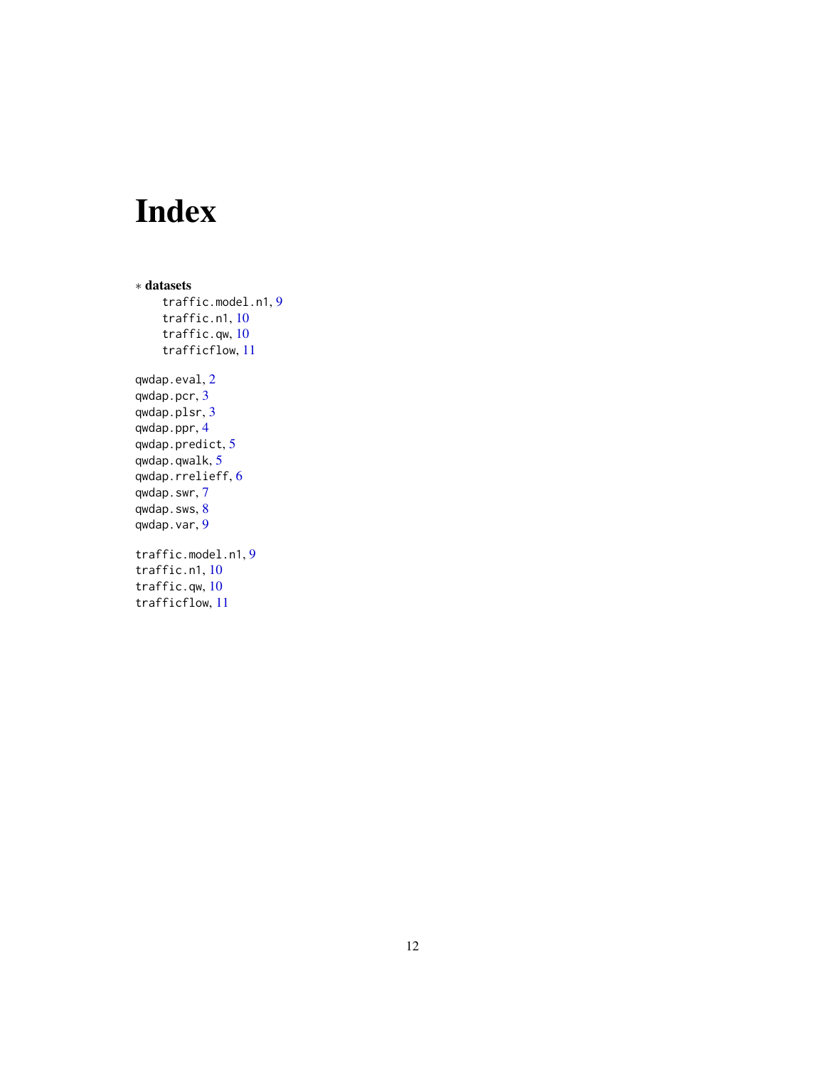# Index

∗ **datasets**

traffic.model.n1, 9
traffic.n1, 10
traffic.qw, 10
trafficflow, 11

qwdap.eval, 2
qwdap.pcr, 3
qwdap.plsr, 3
qwdap.ppr, 4
qwdap.predict, 5
qwdap.qwalk, 5
qwdap.rrelieff, 6
qwdap.swr, 7
qwdap.sws, 8
qwdap.var, 9

traffic.model.n1, 9
traffic.n1, 10
traffic.qw, 10
trafficflow, 11